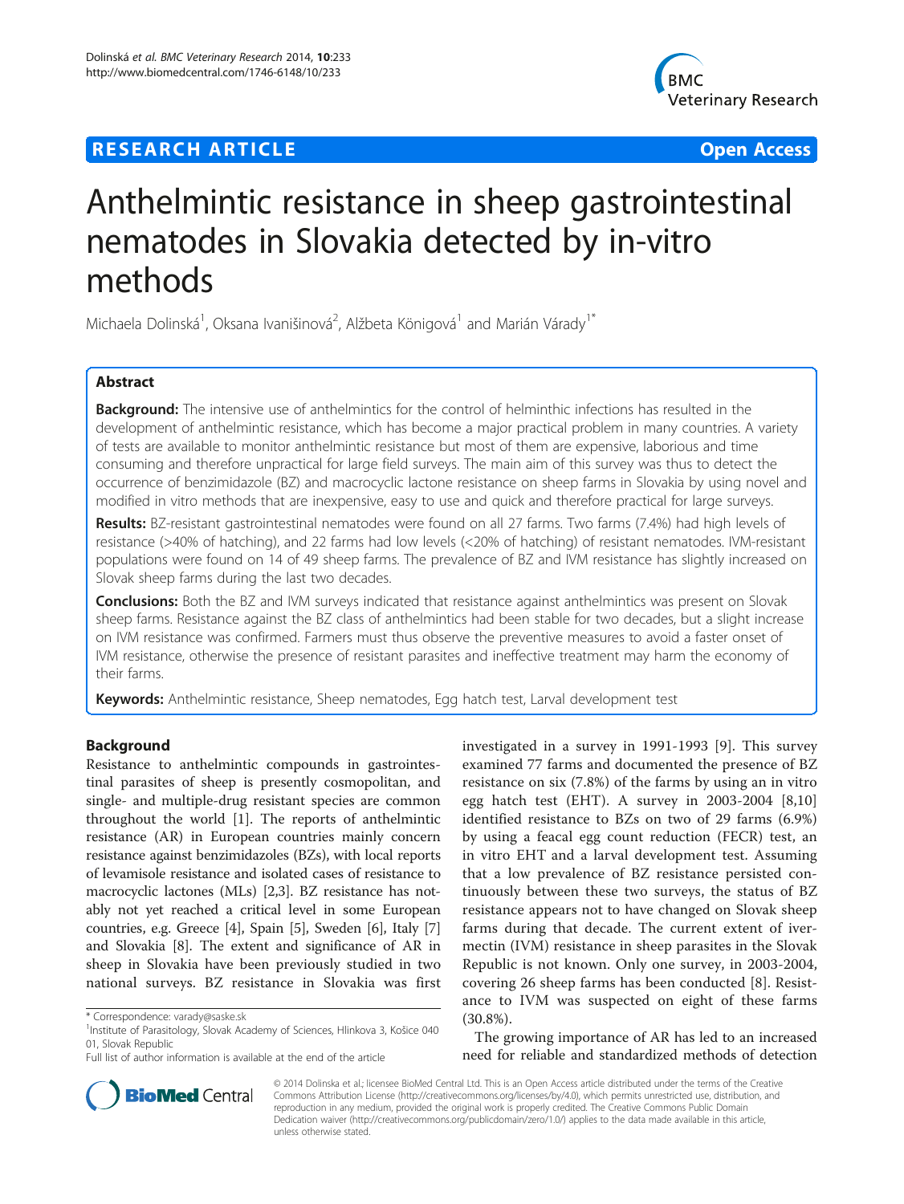RESEARCH ARTICLE Open Access

# Anthelmintic resistance in sheep gastrointestinal nematodes in Slovakia detected by in-vitro methods

Michaela Dolinská[1], Oksana Ivanišinová[2], Alžbeta Königová[1] and Marián Várady[1*]

## Abstract

**Background:** The intensive use of anthelmintics for the control of helminthic infections has resulted in the development of anthelmintic resistance, which has become a major practical problem in many countries. A variety of tests are available to monitor anthelmintic resistance but most of them are expensive, laborious and time consuming and therefore unpractical for large field surveys. The main aim of this survey was thus to detect the occurrence of benzimidazole (BZ) and macrocyclic lactone resistance on sheep farms in Slovakia by using novel and modified in vitro methods that are inexpensive, easy to use and quick and therefore practical for large surveys.

**Results:** BZ-resistant gastrointestinal nematodes were found on all 27 farms. Two farms (7.4%) had high levels of resistance (>40% of hatching), and 22 farms had low levels (<20% of hatching) of resistant nematodes. IVM-resistant populations were found on 14 of 49 sheep farms. The prevalence of BZ and IVM resistance has slightly increased on Slovak sheep farms during the last two decades.

**Conclusions:** Both the BZ and IVM surveys indicated that resistance against anthelmintics was present on Slovak sheep farms. Resistance against the BZ class of anthelmintics had been stable for two decades, but a slight increase on IVM resistance was confirmed. Farmers must thus observe the preventive measures to avoid a faster onset of IVM resistance, otherwise the presence of resistant parasites and ineffective treatment may harm the economy of their farms.

**Keywords:** Anthelmintic resistance, Sheep nematodes, Egg hatch test, Larval development test

## Background

Resistance to anthelmintic compounds in gastrointestinal parasites of sheep is presently cosmopolitan, and single- and multiple-drug resistant species are common throughout the world [1]. The reports of anthelmintic resistance (AR) in European countries mainly concern resistance against benzimidazoles (BZs), with local reports of levamisole resistance and isolated cases of resistance to macrocyclic lactones (MLs) [2,3]. BZ resistance has notably not yet reached a critical level in some European countries, e.g. Greece [4], Spain [5], Sweden [6], Italy [7] and Slovakia [8]. The extent and significance of AR in sheep in Slovakia have been previously studied in two national surveys. BZ resistance in Slovakia was first investigated in a survey in 1991-1993 [9]. This survey examined 77 farms and documented the presence of BZ resistance on six (7.8%) of the farms by using an in vitro egg hatch test (EHT). A survey in 2003-2004 [8,10] identified resistance to BZs on two of 29 farms (6.9%) by using a feacal egg count reduction (FECR) test, an in vitro EHT and a larval development test. Assuming that a low prevalence of BZ resistance persisted continuously between these two surveys, the status of BZ resistance appears not to have changed on Slovak sheep farms during that decade. The current extent of ivermectin (IVM) resistance in sheep parasites in the Slovak Republic is not known. Only one survey, in 2003-2004, covering 26 sheep farms has been conducted [8]. Resistance to IVM was suspected on eight of these farms (30.8%).

The growing importance of AR has led to an increased need for reliable and standardized methods of detection

\* Correspondence: varady@saske.sk
[1]Institute of Parasitology, Slovak Academy of Sciences, Hlinkova 3, Košice 040 01, Slovak Republic
Full list of author information is available at the end of the article

© 2014 Dolinska et al.; licensee BioMed Central Ltd. This is an Open Access article distributed under the terms of the Creative Commons Attribution License (http://creativecommons.org/licenses/by/4.0), which permits unrestricted use, distribution, and reproduction in any medium, provided the original work is properly credited. The Creative Commons Public Domain Dedication waiver (http://creativecommons.org/publicdomain/zero/1.0/) applies to the data made available in this article, unless otherwise stated.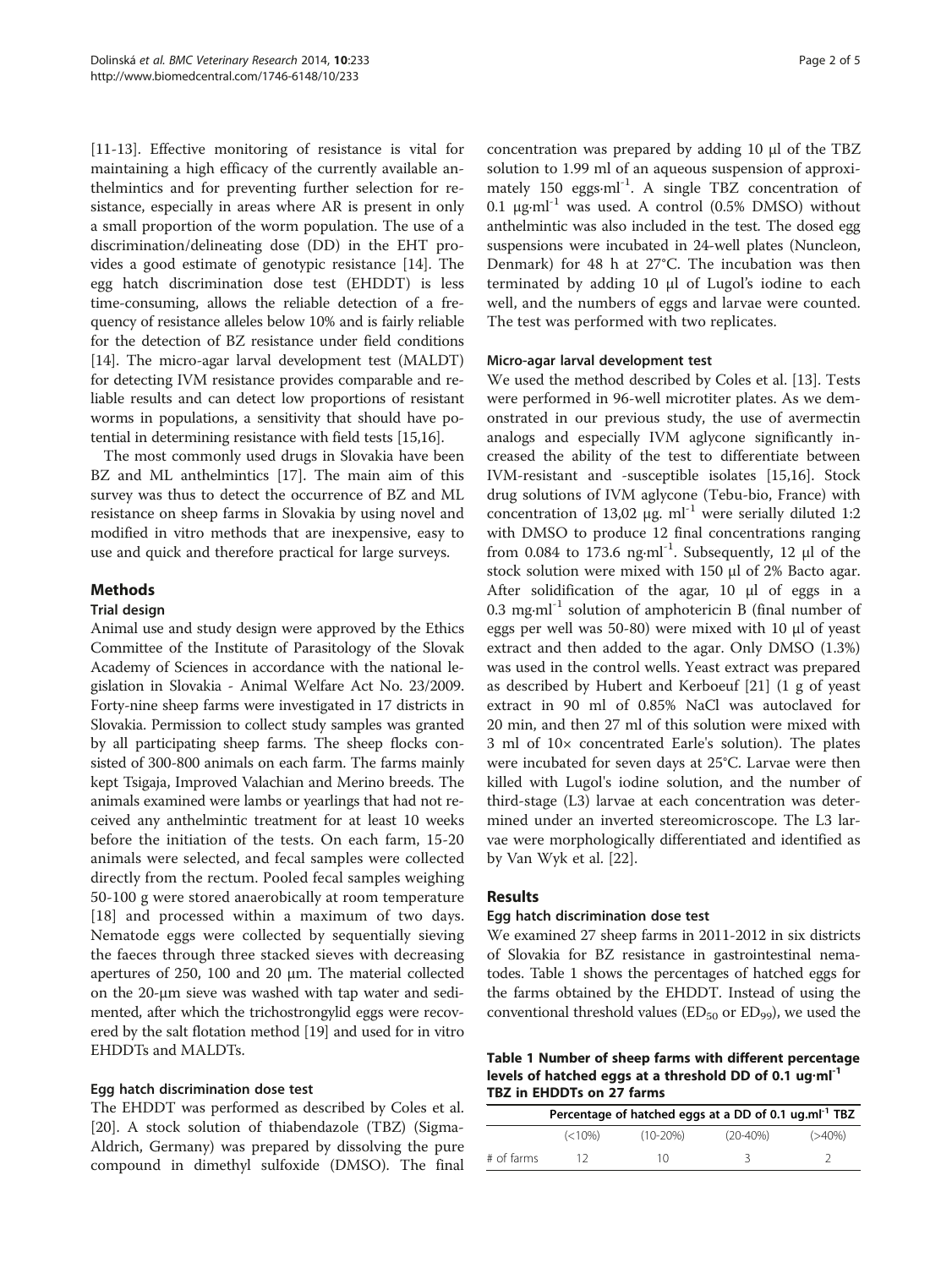[11-13]. Effective monitoring of resistance is vital for maintaining a high efficacy of the currently available anthelmintics and for preventing further selection for resistance, especially in areas where AR is present in only a small proportion of the worm population. The use of a discrimination/delineating dose (DD) in the EHT provides a good estimate of genotypic resistance [14]. The egg hatch discrimination dose test (EHDDT) is less time-consuming, allows the reliable detection of a frequency of resistance alleles below 10% and is fairly reliable for the detection of BZ resistance under field conditions [14]. The micro-agar larval development test (MALDT) for detecting IVM resistance provides comparable and reliable results and can detect low proportions of resistant worms in populations, a sensitivity that should have potential in determining resistance with field tests [15,16].

The most commonly used drugs in Slovakia have been BZ and ML anthelmintics [17]. The main aim of this survey was thus to detect the occurrence of BZ and ML resistance on sheep farms in Slovakia by using novel and modified in vitro methods that are inexpensive, easy to use and quick and therefore practical for large surveys.

## Methods

### Trial design

Animal use and study design were approved by the Ethics Committee of the Institute of Parasitology of the Slovak Academy of Sciences in accordance with the national legislation in Slovakia - Animal Welfare Act No. 23/2009. Forty-nine sheep farms were investigated in 17 districts in Slovakia. Permission to collect study samples was granted by all participating sheep farms. The sheep flocks consisted of 300-800 animals on each farm. The farms mainly kept Tsigaja, Improved Valachian and Merino breeds. The animals examined were lambs or yearlings that had not received any anthelmintic treatment for at least 10 weeks before the initiation of the tests. On each farm, 15-20 animals were selected, and fecal samples were collected directly from the rectum. Pooled fecal samples weighing 50-100 g were stored anaerobically at room temperature [18] and processed within a maximum of two days. Nematode eggs were collected by sequentially sieving the faeces through three stacked sieves with decreasing apertures of 250, 100 and 20 μm. The material collected on the 20-μm sieve was washed with tap water and sedimented, after which the trichostrongylid eggs were recovered by the salt flotation method [19] and used for in vitro EHDDTs and MALDTs.

### Egg hatch discrimination dose test

The EHDDT was performed as described by Coles et al. [20]. A stock solution of thiabendazole (TBZ) (Sigma-Aldrich, Germany) was prepared by dissolving the pure compound in dimethyl sulfoxide (DMSO). The final concentration was prepared by adding 10 μl of the TBZ solution to 1.99 ml of an aqueous suspension of approximately 150 eggs·ml$^{-1}$. A single TBZ concentration of 0.1 μg·ml$^{-1}$ was used. A control (0.5% DMSO) without anthelmintic was also included in the test. The dosed egg suspensions were incubated in 24-well plates (Nuncleon, Denmark) for 48 h at 27°C. The incubation was then terminated by adding 10 μl of Lugol's iodine to each well, and the numbers of eggs and larvae were counted. The test was performed with two replicates.

### Micro-agar larval development test

We used the method described by Coles et al. [13]. Tests were performed in 96-well microtiter plates. As we demonstrated in our previous study, the use of avermectin analogs and especially IVM aglycone significantly increased the ability of the test to differentiate between IVM-resistant and -susceptible isolates [15,16]. Stock drug solutions of IVM aglycone (Tebu-bio, France) with concentration of 13,02 μg. ml$^{-1}$ were serially diluted 1:2 with DMSO to produce 12 final concentrations ranging from 0.084 to 173.6 ng·ml$^{-1}$. Subsequently, 12 μl of the stock solution were mixed with 150 μl of 2% Bacto agar. After solidification of the agar, 10 μl of eggs in a 0.3 mg·ml$^{-1}$ solution of amphotericin B (final number of eggs per well was 50-80) were mixed with 10 μl of yeast extract and then added to the agar. Only DMSO (1.3%) was used in the control wells. Yeast extract was prepared as described by Hubert and Kerboeuf [21] (1 g of yeast extract in 90 ml of 0.85% NaCl was autoclaved for 20 min, and then 27 ml of this solution were mixed with 3 ml of 10× concentrated Earle's solution). The plates were incubated for seven days at 25°C. Larvae were then killed with Lugol's iodine solution, and the number of third-stage (L3) larvae at each concentration was determined under an inverted stereomicroscope. The L3 larvae were morphologically differentiated and identified as by Van Wyk et al. [22].

## Results

### Egg hatch discrimination dose test

We examined 27 sheep farms in 2011-2012 in six districts of Slovakia for BZ resistance in gastrointestinal nematodes. Table 1 shows the percentages of hatched eggs for the farms obtained by the EHDDT. Instead of using the conventional threshold values ($ED_{50}$ or $ED_{99}$), we used the

**Table 1 Number of sheep farms with different percentage levels of hatched eggs at a threshold DD of 0.1 ug·ml$^{-1}$ TBZ in EHDDTs on 27 farms**

| | Percentage of hatched eggs at a DD of 0.1 ug.ml$^{-1}$ TBZ | | | |
|---|---|---|---|---|
| | (<10%) | (10-20%) | (20-40%) | (>40%) |
| # of farms | 12 | 10 | 3 | 2 |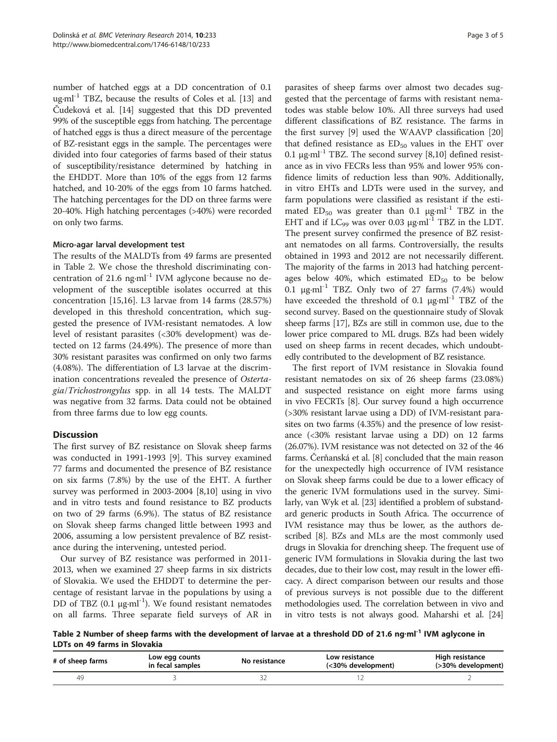number of hatched eggs at a DD concentration of 0.1 ug·ml$^{-1}$ TBZ, because the results of Coles et al. [13] and Čudeková et al. [14] suggested that this DD prevented 99% of the susceptible eggs from hatching. The percentage of hatched eggs is thus a direct measure of the percentage of BZ-resistant eggs in the sample. The percentages were divided into four categories of farms based of their status of susceptibility/resistance determined by hatching in the EHDDT. More than 10% of the eggs from 12 farms hatched, and 10-20% of the eggs from 10 farms hatched. The hatching percentages for the DD on three farms were 20-40%. High hatching percentages (>40%) were recorded on only two farms.

### Micro-agar larval development test

The results of the MALDTs from 49 farms are presented in Table 2. We chose the threshold discriminating concentration of 21.6 ng·ml$^{-1}$ IVM aglycone because no development of the susceptible isolates occurred at this concentration [15,16]. L3 larvae from 14 farms (28.57%) developed in this threshold concentration, which suggested the presence of IVM-resistant nematodes. A low level of resistant parasites (<30% development) was detected on 12 farms (24.49%). The presence of more than 30% resistant parasites was confirmed on only two farms (4.08%). The differentiation of L3 larvae at the discrimination concentrations revealed the presence of *Ostertagia*/*Trichostrongylus* spp. in all 14 tests. The MALDT was negative from 32 farms. Data could not be obtained from three farms due to low egg counts.

## Discussion

The first survey of BZ resistance on Slovak sheep farms was conducted in 1991-1993 [9]. This survey examined 77 farms and documented the presence of BZ resistance on six farms (7.8%) by the use of the EHT. A further survey was performed in 2003-2004 [8,10] using in vivo and in vitro tests and found resistance to BZ products on two of 29 farms (6.9%). The status of BZ resistance on Slovak sheep farms changed little between 1993 and 2006, assuming a low persistent prevalence of BZ resistance during the intervening, untested period.

Our survey of BZ resistance was performed in 2011-2013, when we examined 27 sheep farms in six districts of Slovakia. We used the EHDDT to determine the percentage of resistant larvae in the populations by using a DD of TBZ (0.1 μg·ml$^{-1}$). We found resistant nematodes on all farms. Three separate field surveys of AR in parasites of sheep farms over almost two decades suggested that the percentage of farms with resistant nematodes was stable below 10%. All three surveys had used different classifications of BZ resistance. The farms in the first survey [9] used the WAAVP classification [20] that defined resistance as $ED_{50}$ values in the EHT over 0.1 μg·ml$^{-1}$ TBZ. The second survey [8,10] defined resistance as in vivo FECRs less than 95% and lower 95% confidence limits of reduction less than 90%. Additionally, in vitro EHTs and LDTs were used in the survey, and farm populations were classified as resistant if the estimated $ED_{50}$ was greater than 0.1 μg·ml$^{-1}$ TBZ in the EHT and if $LC_{99}$ was over 0.03 μg·ml$^{-1}$ TBZ in the LDT. The present survey confirmed the presence of BZ resistant nematodes on all farms. Controversially, the results obtained in 1993 and 2012 are not necessarily different. The majority of the farms in 2013 had hatching percentages below 40%, which estimated $ED_{50}$ to be below 0.1 μg·ml$^{-1}$ TBZ. Only two of 27 farms (7.4%) would have exceeded the threshold of 0.1 μg·ml$^{-1}$ TBZ of the second survey. Based on the questionnaire study of Slovak sheep farms [17], BZs are still in common use, due to the lower price compared to ML drugs. BZs had been widely used on sheep farms in recent decades, which undoubtedly contributed to the development of BZ resistance.

The first report of IVM resistance in Slovakia found resistant nematodes on six of 26 sheep farms (23.08%) and suspected resistance on eight more farms using in vivo FECRTs [8]. Our survey found a high occurrence (>30% resistant larvae using a DD) of IVM-resistant parasites on two farms (4.35%) and the presence of low resistance (<30% resistant larvae using a DD) on 12 farms (26.07%). IVM resistance was not detected on 32 of the 46 farms. Čerňanská et al. [8] concluded that the main reason for the unexpectedly high occurrence of IVM resistance on Slovak sheep farms could be due to a lower efficacy of the generic IVM formulations used in the survey. Similarly, van Wyk et al. [23] identified a problem of substandard generic products in South Africa. The occurrence of IVM resistance may thus be lower, as the authors described [8]. BZs and MLs are the most commonly used drugs in Slovakia for drenching sheep. The frequent use of generic IVM formulations in Slovakia during the last two decades, due to their low cost, may result in the lower efficacy. A direct comparison between our results and those of previous surveys is not possible due to the different methodologies used. The correlation between in vivo and in vitro tests is not always good. Maharshi et al. [24]

**Table 2 Number of sheep farms with the development of larvae at a threshold DD of 21.6 ng·ml$^{-1}$ IVM aglycone in LDTs on 49 farms in Slovakia**

| # of sheep farms | Low egg counts in fecal samples | No resistance | Low resistance (<30% development) | High resistance (>30% development) |
|---|---|---|---|---|
| 49 | 3 | 32 | 12 | 2 |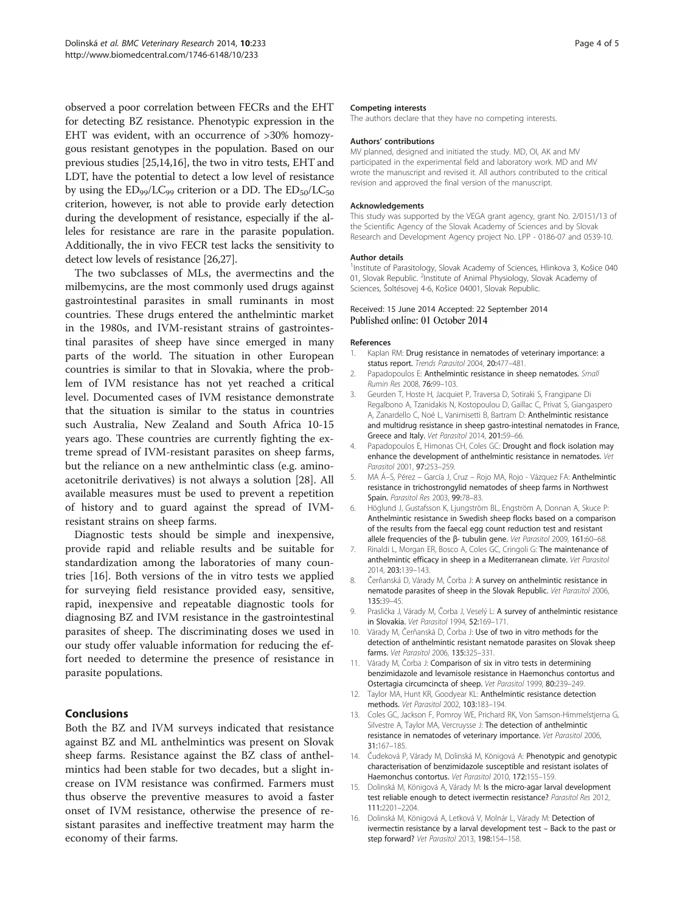observed a poor correlation between FECRs and the EHT for detecting BZ resistance. Phenotypic expression in the EHT was evident, with an occurrence of >30% homozygous resistant genotypes in the population. Based on our previous studies [25,14,16], the two in vitro tests, EHT and LDT, have the potential to detect a low level of resistance by using the $ED_{99}/LC_{99}$ criterion or a DD. The $ED_{50}/LC_{50}$ criterion, however, is not able to provide early detection during the development of resistance, especially if the alleles for resistance are rare in the parasite population. Additionally, the in vivo FECR test lacks the sensitivity to detect low levels of resistance [26,27].

The two subclasses of MLs, the avermectins and the milbemycins, are the most commonly used drugs against gastrointestinal parasites in small ruminants in most countries. These drugs entered the anthelmintic market in the 1980s, and IVM-resistant strains of gastrointestinal parasites of sheep have since emerged in many parts of the world. The situation in other European countries is similar to that in Slovakia, where the problem of IVM resistance has not yet reached a critical level. Documented cases of IVM resistance demonstrate that the situation is similar to the status in countries such Australia, New Zealand and South Africa 10-15 years ago. These countries are currently fighting the extreme spread of IVM-resistant parasites on sheep farms, but the reliance on a new anthelmintic class (e.g. amino-acetonitrile derivatives) is not always a solution [28]. All available measures must be used to prevent a repetition of history and to guard against the spread of IVM-resistant strains on sheep farms.

Diagnostic tests should be simple and inexpensive, provide rapid and reliable results and be suitable for standardization among the laboratories of many countries [16]. Both versions of the in vitro tests we applied for surveying field resistance provided easy, sensitive, rapid, inexpensive and repeatable diagnostic tools for diagnosing BZ and IVM resistance in the gastrointestinal parasites of sheep. The discriminating doses we used in our study offer valuable information for reducing the effort needed to determine the presence of resistance in parasite populations.

## Conclusions

Both the BZ and IVM surveys indicated that resistance against BZ and ML anthelmintics was present on Slovak sheep farms. Resistance against the BZ class of anthelmintics had been stable for two decades, but a slight increase on IVM resistance was confirmed. Farmers must thus observe the preventive measures to avoid a faster onset of IVM resistance, otherwise the presence of resistant parasites and ineffective treatment may harm the economy of their farms.

#### Competing interests

The authors declare that they have no competing interests.

#### Authors' contributions

MV planned, designed and initiated the study. MD, OI, AK and MV participated in the experimental field and laboratory work. MD and MV wrote the manuscript and revised it. All authors contributed to the critical revision and approved the final version of the manuscript.

#### Acknowledgements

This study was supported by the VEGA grant agency, grant No. 2/0151/13 of the Scientific Agency of the Slovak Academy of Sciences and by Slovak Research and Development Agency project No. LPP - 0186-07 and 0539-10.

#### Author details

[1]Institute of Parasitology, Slovak Academy of Sciences, Hlinkova 3, Košice 040 01, Slovak Republic. [2]Institute of Animal Physiology, Slovak Academy of Sciences, Šoltésovej 4-6, Košice 04001, Slovak Republic.

Received: 15 June 2014 Accepted: 22 September 2014
Published online: 01 October 2014

#### References

1. Kaplan RM: **Drug resistance in nematodes of veterinary importance: a status report.** *Trends Parasitol* 2004, **20:**477–481.
2. Papadopoulos E: **Anthelmintic resistance in sheep nematodes.** *Small Rumin Res* 2008, **76:**99–103.
3. Geurden T, Hoste H, Jacquiet P, Traversa D, Sotiraki S, Frangipane Di Regalbono A, Tzanidakis N, Kostopoulou D, Gaillac C, Privat S, Giangaspero A, Zanardello C, Noé L, Vanimisetti B, Bartram D: **Anthelmintic resistance and multidrug resistance in sheep gastro-intestinal nematodes in France, Greece and Italy.** *Vet Parasitol* 2014, **201:**59–66.
4. Papadopoulos E, Himonas CH, Coles GC: **Drought and flock isolation may enhance the development of anthelmintic resistance in nematodes.** *Vet Parasitol* 2001, **97:**253–259.
5. MA Á–S, Pérez – García J, Cruz – Rojo MA, Rojo - Vázquez FA: **Anthelmintic resistance in trichostrongylid nematodes of sheep farms in Northwest Spain.** *Parasitol Res* 2003, **99:**78–83.
6. Höglund J, Gustafsson K, Ljungström BL, Engström A, Donnan A, Skuce P: **Anthelmintic resistance in Swedish sheep flocks based on a comparison of the results from the faecal egg count reduction test and resistant allele frequencies of the β- tubulin gene.** *Vet Parasitol* 2009, **161:**60–68.
7. Rinaldi L, Morgan ER, Bosco A, Coles GC, Cringoli G: **The maintenance of anthelmintic efficacy in sheep in a Mediterranean climate.** *Vet Parasitol* 2014, **203:**139–143.
8. Čerňanská D, Várady M, Čorba J: **A survey on anthelmintic resistance in nematode parasites of sheep in the Slovak Republic.** *Vet Parasitol* 2006, **135:**39–45.
9. Praslička J, Várady M, Čorba J, Veselý L: **A survey of anthelmintic resistance in Slovakia.** *Vet Parasitol* 1994, **52:**169–171.
10. Várady M, Čerňanská D, Čorba J: **Use of two in vitro methods for the detection of anthelmintic resistant nematode parasites on Slovak sheep farms.** *Vet Parasitol* 2006, **135:**325–331.
11. Várady M, Čorba J: **Comparison of six in vitro tests in determining benzimidazole and levamisole resistance in Haemonchus contortus and Ostertagia circumcincta of sheep.** *Vet Parasitol* 1999, **80:**239–249.
12. Taylor MA, Hunt KR, Goodyear KL: **Anthelmintic resistance detection methods.** *Vet Parasitol* 2002, **103:**183–194.
13. Coles GC, Jackson F, Pomroy WE, Prichard RK, Von Samson-Himmelstjerna G, Silvestre A, Taylor MA, Vercruysse J: **The detection of anthelmintic resistance in nematodes of veterinary importance.** *Vet Parasitol* 2006, **31:**167–185.
14. Čudeková P, Várady M, Dolinská M, Königová A: **Phenotypic and genotypic characterisation of benzimidazole susceptible and resistant isolates of Haemonchus contortus.** *Vet Parasitol* 2010, **172:**155–159.
15. Dolinská M, Königová A, Várady M: **Is the micro-agar larval development test reliable enough to detect ivermectin resistance?** *Parasitol Res* 2012, **111:**2201–2204.
16. Dolinská M, Königová A, Letková V, Molnár L, Várady M: **Detection of ivermectin resistance by a larval development test – Back to the past or step forward?** *Vet Parasitol* 2013, **198:**154–158.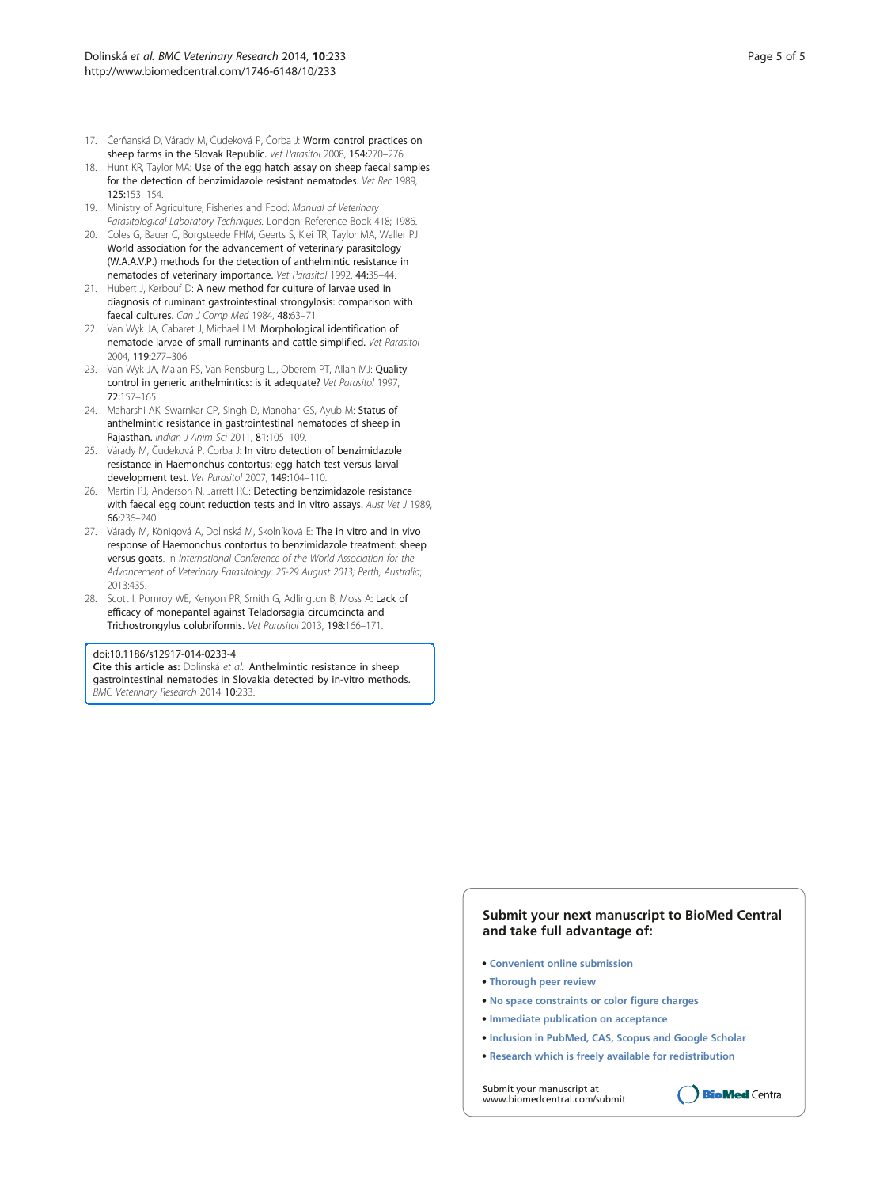17. Čerňanská D, Várady M, Čudeková P, Čorba J: Worm control practices on sheep farms in the Slovak Republic. *Vet Parasitol* 2008, **154**:270–276.
18. Hunt KR, Taylor MA: Use of the egg hatch assay on sheep faecal samples for the detection of benzimidazole resistant nematodes. *Vet Rec* 1989, **125**:153–154.
19. Ministry of Agriculture, Fisheries and Food: *Manual of Veterinary Parasitological Laboratory Techniques.* London: Reference Book 418; 1986.
20. Coles G, Bauer C, Borgsteede FHM, Geerts S, Klei TR, Taylor MA, Waller PJ: World association for the advancement of veterinary parasitology (W.A.A.V.P.) methods for the detection of anthelmintic resistance in nematodes of veterinary importance. *Vet Parasitol* 1992, **44**:35–44.
21. Hubert J, Kerbouf D: A new method for culture of larvae used in diagnosis of ruminant gastrointestinal strongylosis: comparison with faecal cultures. *Can J Comp Med* 1984, **48**:63–71.
22. Van Wyk JA, Cabaret J, Michael LM: Morphological identification of nematode larvae of small ruminants and cattle simplified. *Vet Parasitol* 2004, **119**:277–306.
23. Van Wyk JA, Malan FS, Van Rensburg LJ, Oberem PT, Allan MJ: Quality control in generic anthelmintics: is it adequate? *Vet Parasitol* 1997, **72**:157–165.
24. Maharshi AK, Swarnkar CP, Singh D, Manohar GS, Ayub M: Status of anthelmintic resistance in gastrointestinal nematodes of sheep in Rajasthan. *Indian J Anim Sci* 2011, **81**:105–109.
25. Várady M, Čudeková P, Čorba J: In vitro detection of benzimidazole resistance in Haemonchus contortus: egg hatch test versus larval development test. *Vet Parasitol* 2007, **149**:104–110.
26. Martin PJ, Anderson N, Jarrett RG: Detecting benzimidazole resistance with faecal egg count reduction tests and in vitro assays. *Aust Vet J* 1989, **66**:236–240.
27. Várady M, Königová A, Dolinská M, Skolníková E: The in vitro and in vivo response of Haemonchus contortus to benzimidazole treatment: sheep versus goats. In *International Conference of the World Association for the Advancement of Veterinary Parasitology: 25-29 August 2013; Perth, Australia*; 2013:435.
28. Scott I, Pomroy WE, Kenyon PR, Smith G, Adlington B, Moss A: Lack of efficacy of monepantel against Teladorsagia circumcincta and Trichostrongylus colubriformis. *Vet Parasitol* 2013, **198**:166–171.

doi:10.1186/s12917-014-0233-4
**Cite this article as:** Dolinská *et al.*: Anthelmintic resistance in sheep gastrointestinal nematodes in Slovakia detected by in-vitro methods. *BMC Veterinary Research* 2014 **10**:233.

**Submit your next manuscript to BioMed Central and take full advantage of:**

- **Convenient online submission**
- **Thorough peer review**
- **No space constraints or color figure charges**
- **Immediate publication on acceptance**
- **Inclusion in PubMed, CAS, Scopus and Google Scholar**
- **Research which is freely available for redistribution**

Submit your manuscript at
www.biomedcentral.com/submit

BioMed Central